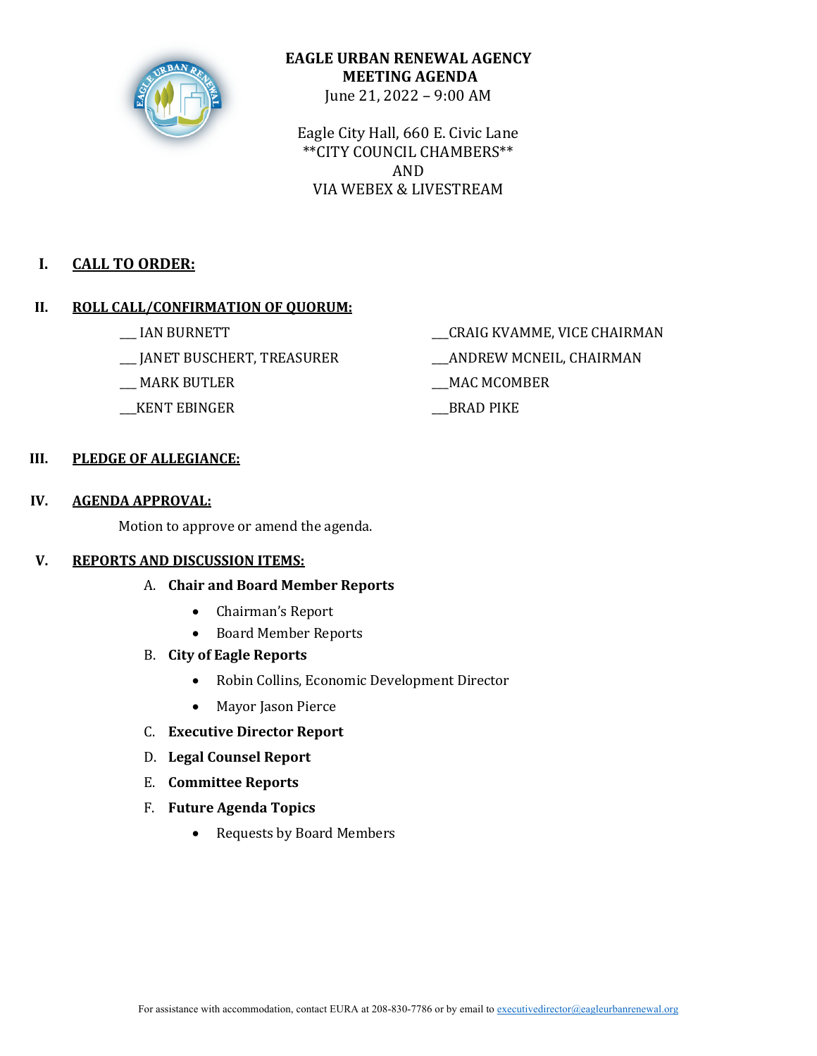# EAGLE URBAN RENEWAL AGENCY
## MEETING AGENDA

June 21, 2022 – 9:00 AM

Eagle City Hall, 660 E. Civic Lane
**CITY COUNCIL CHAMBERS**
AND
VIA WEBEX & LIVESTREAM

**I. CALL TO ORDER:**

**II. ROLL CALL/CONFIRMATION OF QUORUM:**

- ___ IAN BURNETT
- ___ JANET BUSCHERT, TREASURER
- ___ MARK BUTLER
- ___KENT EBINGER
- ___CRAIG KVAMME, VICE CHAIRMAN
- ___ANDREW MCNEIL, CHAIRMAN
- ___MAC MCOMBER
- ___BRAD PIKE

**III. PLEDGE OF ALLEGIANCE:**

**IV. AGENDA APPROVAL:**

Motion to approve or amend the agenda.

**V. REPORTS AND DISCUSSION ITEMS:**

A. **Chair and Board Member Reports**
- Chairman's Report
- Board Member Reports

B. **City of Eagle Reports**
- Robin Collins, Economic Development Director
- Mayor Jason Pierce

C. **Executive Director Report**

D. **Legal Counsel Report**

E. **Committee Reports**

F. **Future Agenda Topics**
- Requests by Board Members

For assistance with accommodation, contact EURA at 208-830-7786 or by email to executivedirector@eagleurbanrenewal.org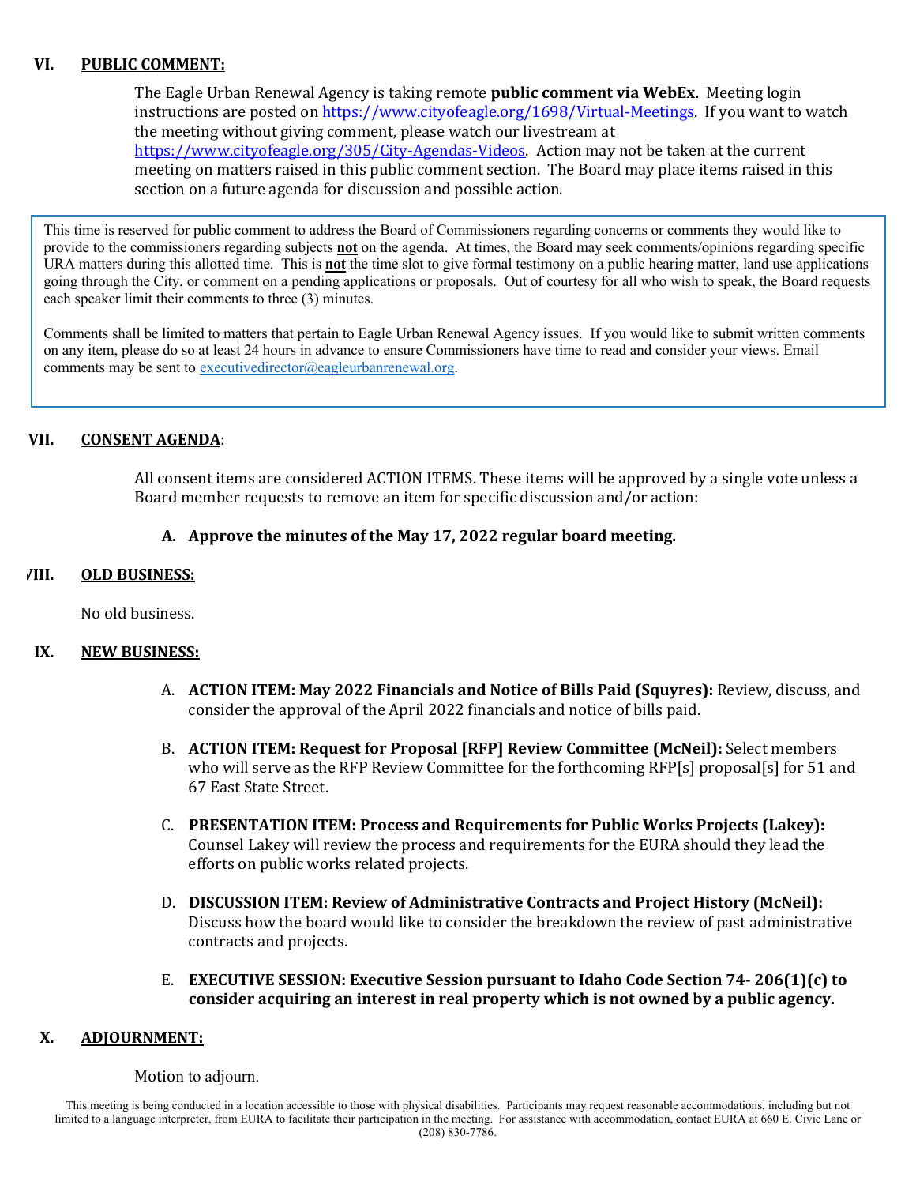## VI. PUBLIC COMMENT:

The Eagle Urban Renewal Agency is taking remote **public comment via WebEx.** Meeting login instructions are posted on https://www.cityofeagle.org/1698/Virtual-Meetings. If you want to watch the meeting without giving comment, please watch our livestream at https://www.cityofeagle.org/305/City-Agendas-Videos. Action may not be taken at the current meeting on matters raised in this public comment section. The Board may place items raised in this section on a future agenda for discussion and possible action.

> This time is reserved for public comment to address the Board of Commissioners regarding concerns or comments they would like to provide to the commissioners regarding subjects **not** on the agenda. At times, the Board may seek comments/opinions regarding specific URA matters during this allotted time. This is **not** the time slot to give formal testimony on a public hearing matter, land use applications going through the City, or comment on a pending applications or proposals. Out of courtesy for all who wish to speak, the Board requests each speaker limit their comments to three (3) minutes.
>
> Comments shall be limited to matters that pertain to Eagle Urban Renewal Agency issues. If you would like to submit written comments on any item, please do so at least 24 hours in advance to ensure Commissioners have time to read and consider your views. Email comments may be sent to executivedirector@eagleurbanrenewal.org.

## VII. CONSENT AGENDA:

All consent items are considered ACTION ITEMS. These items will be approved by a single vote unless a Board member requests to remove an item for specific discussion and/or action:

**A. Approve the minutes of the May 17, 2022 regular board meeting.**

## VIII. OLD BUSINESS:

No old business.

## IX. NEW BUSINESS:

A. **ACTION ITEM: May 2022 Financials and Notice of Bills Paid (Squyres):** Review, discuss, and consider the approval of the April 2022 financials and notice of bills paid.

B. **ACTION ITEM: Request for Proposal [RFP] Review Committee (McNeil):** Select members who will serve as the RFP Review Committee for the forthcoming RFP[s] proposal[s] for 51 and 67 East State Street.

C. **PRESENTATION ITEM: Process and Requirements for Public Works Projects (Lakey):** Counsel Lakey will review the process and requirements for the EURA should they lead the efforts on public works related projects.

D. **DISCUSSION ITEM: Review of Administrative Contracts and Project History (McNeil):** Discuss how the board would like to consider the breakdown the review of past administrative contracts and projects.

E. **EXECUTIVE SESSION: Executive Session pursuant to Idaho Code Section 74- 206(1)(c) to consider acquiring an interest in real property which is not owned by a public agency.**

## X. ADJOURNMENT:

Motion to adjourn.

This meeting is being conducted in a location accessible to those with physical disabilities. Participants may request reasonable accommodations, including but not limited to a language interpreter, from EURA to facilitate their participation in the meeting. For assistance with accommodation, contact EURA at 660 E. Civic Lane or (208) 830-7786.